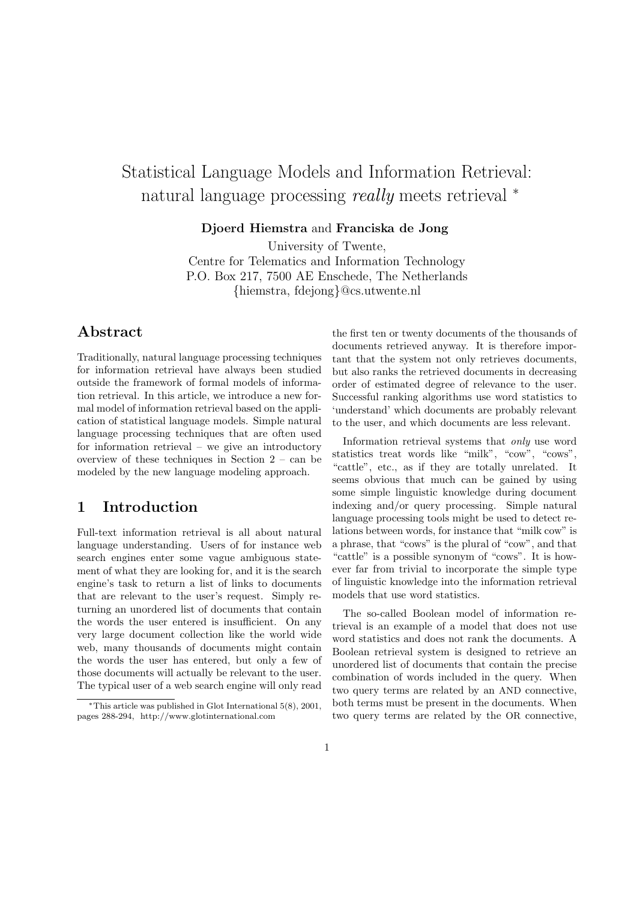# Statistical Language Models and Information Retrieval: natural language processing *really* meets retrieval [*]

**Djoerd Hiemstra** and **Franciska de Jong**

University of Twente,
Centre for Telematics and Information Technology
P.O. Box 217, 7500 AE Enschede, The Netherlands
{hiemstra, fdejong}@cs.utwente.nl

## Abstract

Traditionally, natural language processing techniques for information retrieval have always been studied outside the framework of formal models of information retrieval. In this article, we introduce a new formal model of information retrieval based on the application of statistical language models. Simple natural language processing techniques that are often used for information retrieval – we give an introductory overview of these techniques in Section 2 – can be modeled by the new language modeling approach.

## 1 Introduction

Full-text information retrieval is all about natural language understanding. Users of for instance web search engines enter some vague ambiguous statement of what they are looking for, and it is the search engine's task to return a list of links to documents that are relevant to the user's request. Simply returning an unordered list of documents that contain the words the user entered is insufficient. On any very large document collection like the world wide web, many thousands of documents might contain the words the user has entered, but only a few of those documents will actually be relevant to the user. The typical user of a web search engine will only read the first ten or twenty documents of the thousands of documents retrieved anyway. It is therefore important that the system not only retrieves documents, but also ranks the retrieved documents in decreasing order of estimated degree of relevance to the user. Successful ranking algorithms use word statistics to 'understand' which documents are probably relevant to the user, and which documents are less relevant.

Information retrieval systems that *only* use word statistics treat words like "milk", "cow", "cows", "cattle", etc., as if they are totally unrelated. It seems obvious that much can be gained by using some simple linguistic knowledge during document indexing and/or query processing. Simple natural language processing tools might be used to detect relations between words, for instance that "milk cow" is a phrase, that "cows" is the plural of "cow", and that "cattle" is a possible synonym of "cows". It is however far from trivial to incorporate the simple type of linguistic knowledge into the information retrieval models that use word statistics.

The so-called Boolean model of information retrieval is an example of a model that does not use word statistics and does not rank the documents. A Boolean retrieval system is designed to retrieve an unordered list of documents that contain the precise combination of words included in the query. When two query terms are related by an AND connective, both terms must be present in the documents. When two query terms are related by the OR connective,

[*] This article was published in Glot International 5(8), 2001, pages 288-294, http://www.glotinternational.com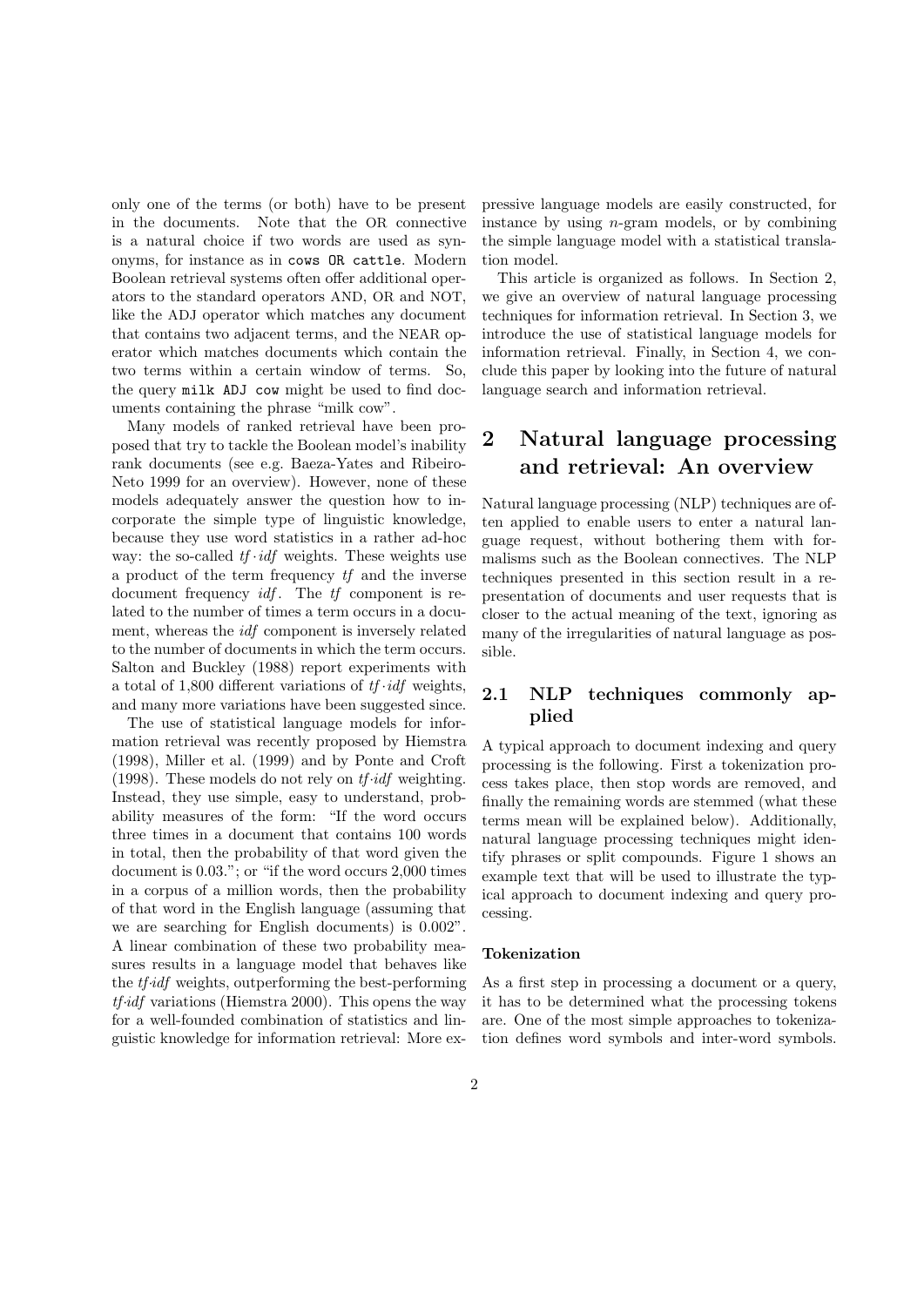only one of the terms (or both) have to be present in the documents. Note that the OR connective is a natural choice if two words are used as synonyms, for instance as in `cows OR cattle`. Modern Boolean retrieval systems often offer additional operators to the standard operators AND, OR and NOT, like the ADJ operator which matches any document that contains two adjacent terms, and the NEAR operator which matches documents which contain the two terms within a certain window of terms. So, the query `milk ADJ cow` might be used to find documents containing the phrase "milk cow".

Many models of ranked retrieval have been proposed that try to tackle the Boolean model's inability rank documents (see e.g. Baeza-Yates and Ribeiro-Neto 1999 for an overview). However, none of these models adequately answer the question how to incorporate the simple type of linguistic knowledge, because they use word statistics in a rather ad-hoc way: the so-called *tf·idf* weights. These weights use a product of the term frequency *tf* and the inverse document frequency *idf*. The *tf* component is related to the number of times a term occurs in a document, whereas the *idf* component is inversely related to the number of documents in which the term occurs. Salton and Buckley (1988) report experiments with a total of 1,800 different variations of *tf·idf* weights, and many more variations have been suggested since.

The use of statistical language models for information retrieval was recently proposed by Hiemstra (1998), Miller et al. (1999) and by Ponte and Croft (1998). These models do not rely on *tf·idf* weighting. Instead, they use simple, easy to understand, probability measures of the form: "If the word occurs three times in a document that contains 100 words in total, then the probability of that word given the document is 0.03."; or "if the word occurs 2,000 times in a corpus of a million words, then the probability of that word in the English language (assuming that we are searching for English documents) is 0.002". A linear combination of these two probability measures results in a language model that behaves like the *tf·idf* weights, outperforming the best-performing *tf·idf* variations (Hiemstra 2000). This opens the way for a well-founded combination of statistics and linguistic knowledge for information retrieval: More expressive language models are easily constructed, for instance by using *n*-gram models, or by combining the simple language model with a statistical translation model.

This article is organized as follows. In Section 2, we give an overview of natural language processing techniques for information retrieval. In Section 3, we introduce the use of statistical language models for information retrieval. Finally, in Section 4, we conclude this paper by looking into the future of natural language search and information retrieval.

## 2 Natural language processing and retrieval: An overview

Natural language processing (NLP) techniques are often applied to enable users to enter a natural language request, without bothering them with formalisms such as the Boolean connectives. The NLP techniques presented in this section result in a representation of documents and user requests that is closer to the actual meaning of the text, ignoring as many of the irregularities of natural language as possible.

### 2.1 NLP techniques commonly applied

A typical approach to document indexing and query processing is the following. First a tokenization process takes place, then stop words are removed, and finally the remaining words are stemmed (what these terms mean will be explained below). Additionally, natural language processing techniques might identify phrases or split compounds. Figure 1 shows an example text that will be used to illustrate the typical approach to document indexing and query processing.

#### Tokenization

As a first step in processing a document or a query, it has to be determined what the processing tokens are. One of the most simple approaches to tokenization defines word symbols and inter-word symbols.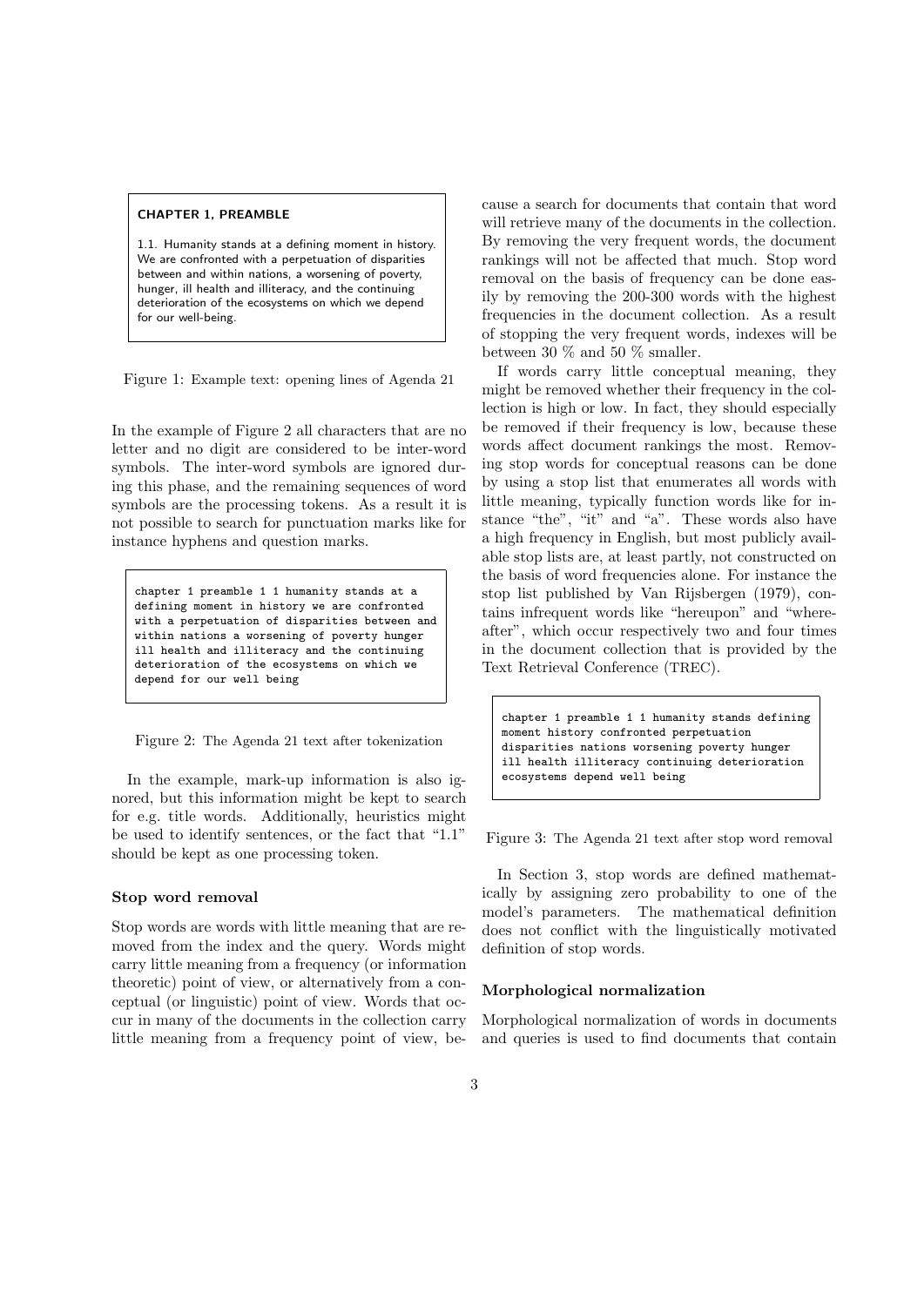**CHAPTER 1, PREAMBLE**

1.1. Humanity stands at a defining moment in history. We are confronted with a perpetuation of disparities between and within nations, a worsening of poverty, hunger, ill health and illiteracy, and the continuing deterioration of the ecosystems on which we depend for our well-being.

Figure 1: Example text: opening lines of Agenda 21

In the example of Figure 2 all characters that are no letter and no digit are considered to be inter-word symbols. The inter-word symbols are ignored during this phase, and the remaining sequences of word symbols are the processing tokens. As a result it is not possible to search for punctuation marks like for instance hyphens and question marks.

```
chapter 1 preamble 1 1 humanity stands at a
defining moment in history we are confronted
with a perpetuation of disparities between and
within nations a worsening of poverty hunger
ill health and illiteracy and the continuing
deterioration of the ecosystems on which we
depend for our well being
```

Figure 2: The Agenda 21 text after tokenization

In the example, mark-up information is also ignored, but this information might be kept to search for e.g. title words. Additionally, heuristics might be used to identify sentences, or the fact that "1.1" should be kept as one processing token.

#### Stop word removal

Stop words are words with little meaning that are removed from the index and the query. Words might carry little meaning from a frequency (or information theoretic) point of view, or alternatively from a conceptual (or linguistic) point of view. Words that occur in many of the documents in the collection carry little meaning from a frequency point of view, because a search for documents that contain that word will retrieve many of the documents in the collection. By removing the very frequent words, the document rankings will not be affected that much. Stop word removal on the basis of frequency can be done easily by removing the 200-300 words with the highest frequencies in the document collection. As a result of stopping the very frequent words, indexes will be between 30 % and 50 % smaller.

If words carry little conceptual meaning, they might be removed whether their frequency in the collection is high or low. In fact, they should especially be removed if their frequency is low, because these words affect document rankings the most. Removing stop words for conceptual reasons can be done by using a stop list that enumerates all words with little meaning, typically function words like for instance "the", "it" and "a". These words also have a high frequency in English, but most publicly available stop lists are, at least partly, not constructed on the basis of word frequencies alone. For instance the stop list published by Van Rijsbergen (1979), contains infrequent words like "hereupon" and "whereafter", which occur respectively two and four times in the document collection that is provided by the Text Retrieval Conference (TREC).

```
chapter 1 preamble 1 1 humanity stands defining
moment history confronted perpetuation
disparities nations worsening poverty hunger
ill health illiteracy continuing deterioration
ecosystems depend well being
```

Figure 3: The Agenda 21 text after stop word removal

In Section 3, stop words are defined mathematically by assigning zero probability to one of the model's parameters. The mathematical definition does not conflict with the linguistically motivated definition of stop words.

#### Morphological normalization

Morphological normalization of words in documents and queries is used to find documents that contain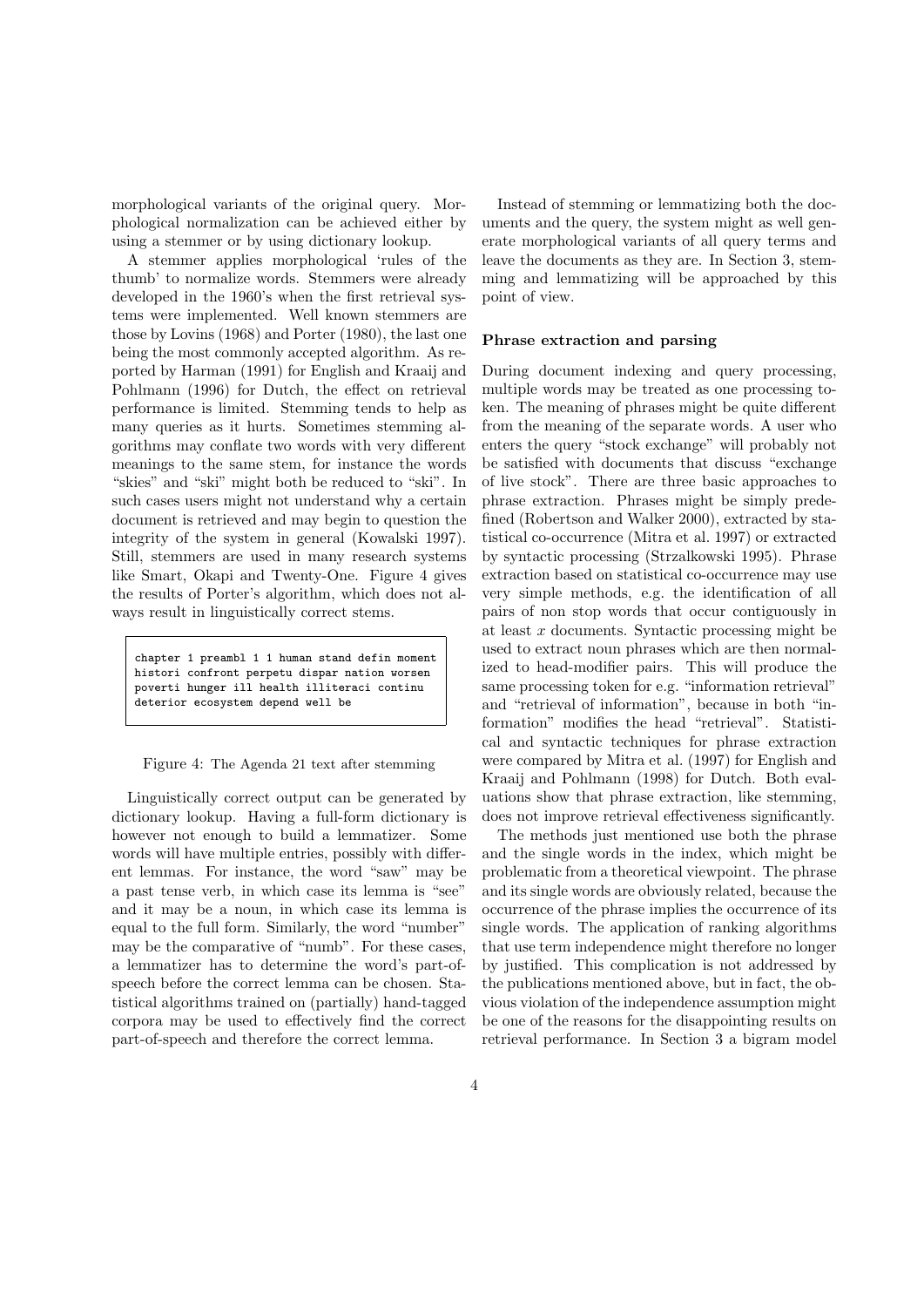morphological variants of the original query. Morphological normalization can be achieved either by using a stemmer or by using dictionary lookup.

A stemmer applies morphological 'rules of the thumb' to normalize words. Stemmers were already developed in the 1960's when the first retrieval systems were implemented. Well known stemmers are those by Lovins (1968) and Porter (1980), the last one being the most commonly accepted algorithm. As reported by Harman (1991) for English and Kraaij and Pohlmann (1996) for Dutch, the effect on retrieval performance is limited. Stemming tends to help as many queries as it hurts. Sometimes stemming algorithms may conflate two words with very different meanings to the same stem, for instance the words "skies" and "ski" might both be reduced to "ski". In such cases users might not understand why a certain document is retrieved and may begin to question the integrity of the system in general (Kowalski 1997). Still, stemmers are used in many research systems like Smart, Okapi and Twenty-One. Figure 4 gives the results of Porter's algorithm, which does not always result in linguistically correct stems.

```
chapter 1 preambl 1 1 human stand defin moment
histori confront perpetu dispar nation worsen
poverti hunger ill health illiteraci continu
deterior ecosystem depend well be
```

Figure 4: The Agenda 21 text after stemming

Linguistically correct output can be generated by dictionary lookup. Having a full-form dictionary is however not enough to build a lemmatizer. Some words will have multiple entries, possibly with different lemmas. For instance, the word "saw" may be a past tense verb, in which case its lemma is "see" and it may be a noun, in which case its lemma is equal to the full form. Similarly, the word "number" may be the comparative of "numb". For these cases, a lemmatizer has to determine the word's part-of-speech before the correct lemma can be chosen. Statistical algorithms trained on (partially) hand-tagged corpora may be used to effectively find the correct part-of-speech and therefore the correct lemma.

Instead of stemming or lemmatizing both the documents and the query, the system might as well generate morphological variants of all query terms and leave the documents as they are. In Section 3, stemming and lemmatizing will be approached by this point of view.

**Phrase extraction and parsing**

During document indexing and query processing, multiple words may be treated as one processing token. The meaning of phrases might be quite different from the meaning of the separate words. A user who enters the query "stock exchange" will probably not be satisfied with documents that discuss "exchange of live stock". There are three basic approaches to phrase extraction. Phrases might be simply predefined (Robertson and Walker 2000), extracted by statistical co-occurrence (Mitra et al. 1997) or extracted by syntactic processing (Strzalkowski 1995). Phrase extraction based on statistical co-occurrence may use very simple methods, e.g. the identification of all pairs of non stop words that occur contiguously in at least $x$ documents. Syntactic processing might be used to extract noun phrases which are then normalized to head-modifier pairs. This will produce the same processing token for e.g. "information retrieval" and "retrieval of information", because in both "information" modifies the head "retrieval". Statistical and syntactic techniques for phrase extraction were compared by Mitra et al. (1997) for English and Kraaij and Pohlmann (1998) for Dutch. Both evaluations show that phrase extraction, like stemming, does not improve retrieval effectiveness significantly.

The methods just mentioned use both the phrase and the single words in the index, which might be problematic from a theoretical viewpoint. The phrase and its single words are obviously related, because the occurrence of the phrase implies the occurrence of its single words. The application of ranking algorithms that use term independence might therefore no longer by justified. This complication is not addressed by the publications mentioned above, but in fact, the obvious violation of the independence assumption might be one of the reasons for the disappointing results on retrieval performance. In Section 3 a bigram model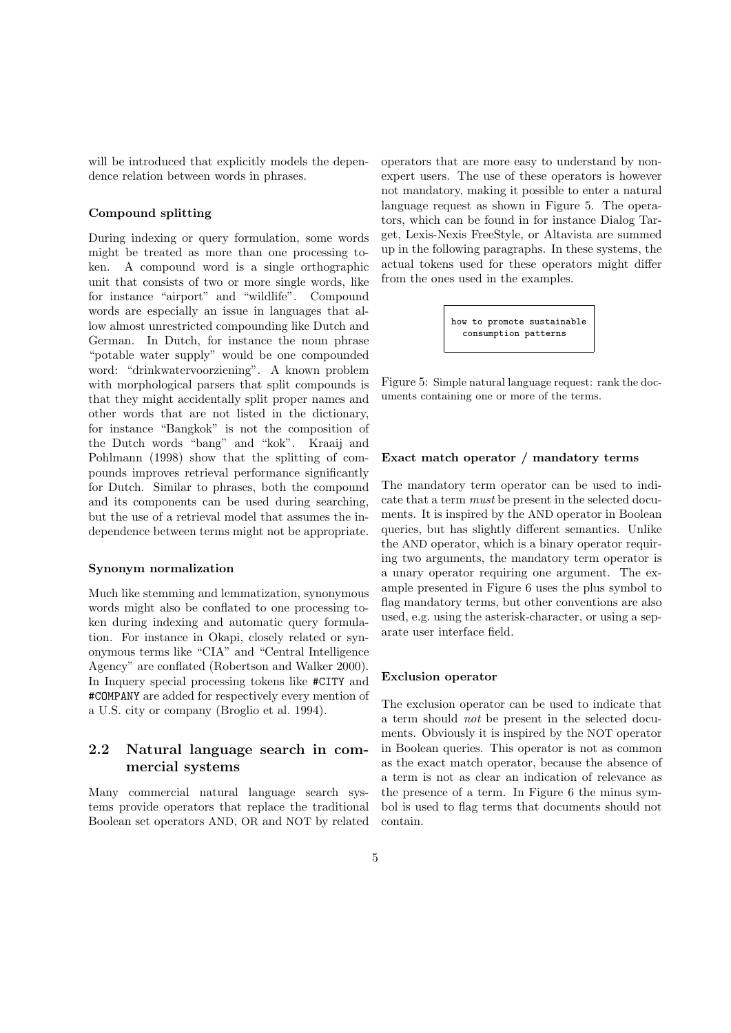will be introduced that explicitly models the dependence relation between words in phrases.

#### Compound splitting

During indexing or query formulation, some words might be treated as more than one processing token. A compound word is a single orthographic unit that consists of two or more single words, like for instance "airport" and "wildlife". Compound words are especially an issue in languages that allow almost unrestricted compounding like Dutch and German. In Dutch, for instance the noun phrase "potable water supply" would be one compounded word: "drinkwatervoorziening". A known problem with morphological parsers that split compounds is that they might accidentally split proper names and other words that are not listed in the dictionary, for instance "Bangkok" is not the composition of the Dutch words "bang" and "kok". Kraaij and Pohlmann (1998) show that the splitting of compounds improves retrieval performance significantly for Dutch. Similar to phrases, both the compound and its components can be used during searching, but the use of a retrieval model that assumes the independence between terms might not be appropriate.

#### Synonym normalization

Much like stemming and lemmatization, synonymous words might also be conflated to one processing token during indexing and automatic query formulation. For instance in Okapi, closely related or synonymous terms like "CIA" and "Central Intelligence Agency" are conflated (Robertson and Walker 2000). In Inquery special processing tokens like `#CITY` and `#COMPANY` are added for respectively every mention of a U.S. city or company (Broglio et al. 1994).

## 2.2 Natural language search in commercial systems

Many commercial natural language search systems provide operators that replace the traditional Boolean set operators AND, OR and NOT by related operators that are more easy to understand by non-expert users. The use of these operators is however not mandatory, making it possible to enter a natural language request as shown in Figure 5. The operators, which can be found in for instance Dialog Target, Lexis-Nexis FreeStyle, or Altavista are summed up in the following paragraphs. In these systems, the actual tokens used for these operators might differ from the ones used in the examples.

```
how to promote sustainable
  consumption patterns
```

Figure 5: Simple natural language request: rank the documents containing one or more of the terms.

#### Exact match operator / mandatory terms

The mandatory term operator can be used to indicate that a term *must* be present in the selected documents. It is inspired by the AND operator in Boolean queries, but has slightly different semantics. Unlike the AND operator, which is a binary operator requiring two arguments, the mandatory term operator is a unary operator requiring one argument. The example presented in Figure 6 uses the plus symbol to flag mandatory terms, but other conventions are also used, e.g. using the asterisk-character, or using a separate user interface field.

#### Exclusion operator

The exclusion operator can be used to indicate that a term should *not* be present in the selected documents. Obviously it is inspired by the NOT operator in Boolean queries. This operator is not as common as the exact match operator, because the absence of a term is not as clear an indication of relevance as the presence of a term. In Figure 6 the minus symbol is used to flag terms that documents should not contain.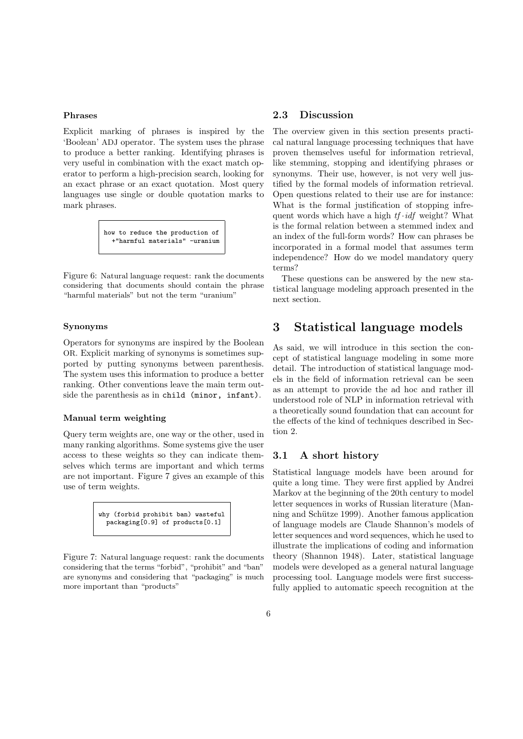#### Phrases

Explicit marking of phrases is inspired by the 'Boolean' ADJ operator. The system uses the phrase to produce a better ranking. Identifying phrases is very useful in combination with the exact match operator to perform a high-precision search, looking for an exact phrase or an exact quotation. Most query languages use single or double quotation marks to mark phrases.

```
how to reduce the production of
  +"harmful materials" -uranium
```

Figure 6: Natural language request: rank the documents considering that documents should contain the phrase "harmful materials" but not the term "uranium"

#### Synonyms

Operators for synonyms are inspired by the Boolean OR. Explicit marking of synonyms is sometimes supported by putting synonyms between parenthesis. The system uses this information to produce a better ranking. Other conventions leave the main term outside the parenthesis as in `child (minor, infant)`.

#### Manual term weighting

Query term weights are, one way or the other, used in many ranking algorithms. Some systems give the user access to these weights so they can indicate themselves which terms are important and which terms are not important. Figure 7 gives an example of this use of term weights.

```
why (forbid prohibit ban) wasteful
  packaging[0.9] of products[0.1]
```

Figure 7: Natural language request: rank the documents considering that the terms "forbid", "prohibit" and "ban" are synonyms and considering that "packaging" is much more important than "products"

## 2.3 Discussion

The overview given in this section presents practical natural language processing techniques that have proven themselves useful for information retrieval, like stemming, stopping and identifying phrases or synonyms. Their use, however, is not very well justified by the formal models of information retrieval. Open questions related to their use are for instance: What is the formal justification of stopping infrequent words which have a high $tf \cdot idf$ weight? What is the formal relation between a stemmed index and an index of the full-form words? How can phrases be incorporated in a formal model that assumes term independence? How do we model mandatory query terms?

These questions can be answered by the new statistical language modeling approach presented in the next section.

# 3 Statistical language models

As said, we will introduce in this section the concept of statistical language modeling in some more detail. The introduction of statistical language models in the field of information retrieval can be seen as an attempt to provide the ad hoc and rather ill understood role of NLP in information retrieval with a theoretically sound foundation that can account for the effects of the kind of techniques described in Section 2.

## 3.1 A short history

Statistical language models have been around for quite a long time. They were first applied by Andrei Markov at the beginning of the 20th century to model letter sequences in works of Russian literature (Manning and Schütze 1999). Another famous application of language models are Claude Shannon's models of letter sequences and word sequences, which he used to illustrate the implications of coding and information theory (Shannon 1948). Later, statistical language models were developed as a general natural language processing tool. Language models were first successfully applied to automatic speech recognition at the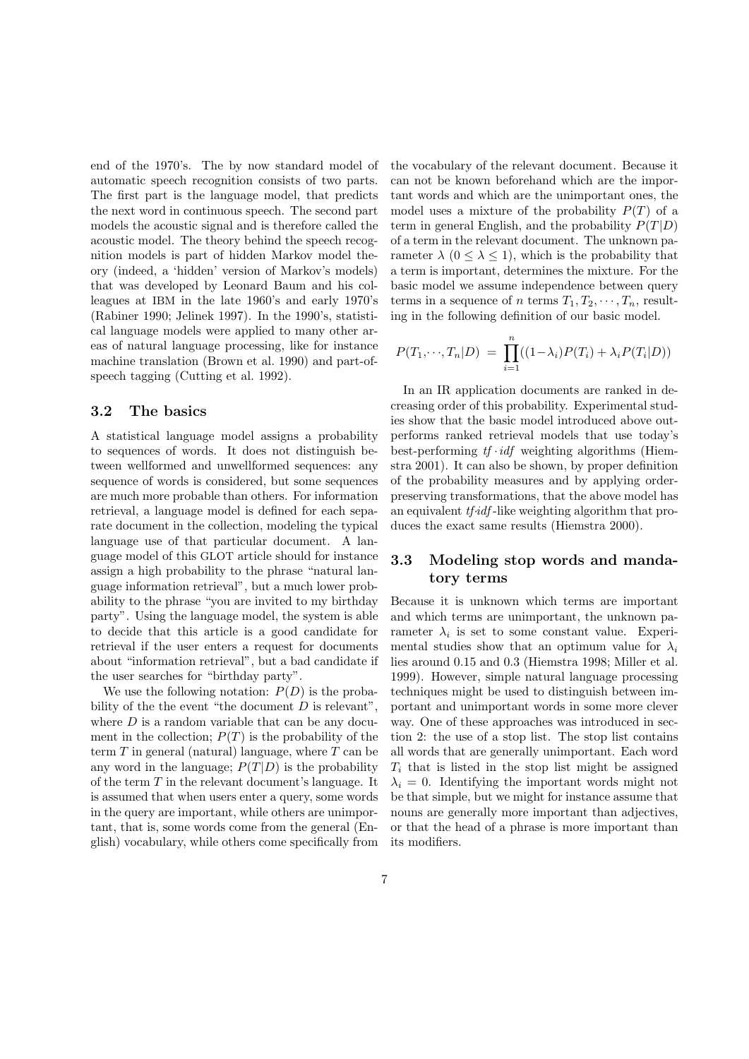end of the 1970's. The by now standard model of automatic speech recognition consists of two parts. The first part is the language model, that predicts the next word in continuous speech. The second part models the acoustic signal and is therefore called the acoustic model. The theory behind the speech recognition models is part of hidden Markov model theory (indeed, a 'hidden' version of Markov's models) that was developed by Leonard Baum and his colleagues at IBM in the late 1960's and early 1970's (Rabiner 1990; Jelinek 1997). In the 1990's, statistical language models were applied to many other areas of natural language processing, like for instance machine translation (Brown et al. 1990) and part-of-speech tagging (Cutting et al. 1992).

### 3.2 The basics

A statistical language model assigns a probability to sequences of words. It does not distinguish between wellformed and unwellformed sequences: any sequence of words is considered, but some sequences are much more probable than others. For information retrieval, a language model is defined for each separate document in the collection, modeling the typical language use of that particular document. A language model of this GLOT article should for instance assign a high probability to the phrase "natural language information retrieval", but a much lower probability to the phrase "you are invited to my birthday party". Using the language model, the system is able to decide that this article is a good candidate for retrieval if the user enters a request for documents about "information retrieval", but a bad candidate if the user searches for "birthday party".

We use the following notation: $P(D)$ is the probability of the the event "the document $D$ is relevant", where $D$ is a random variable that can be any document in the collection; $P(T)$ is the probability of the term $T$ in general (natural) language, where $T$ can be any word in the language; $P(T|D)$ is the probability of the term $T$ in the relevant document's language. It is assumed that when users enter a query, some words in the query are important, while others are unimportant, that is, some words come from the general (English) vocabulary, while others come specifically from the vocabulary of the relevant document. Because it can not be known beforehand which are the important words and which are the unimportant ones, the model uses a mixture of the probability $P(T)$ of a term in general English, and the probability $P(T|D)$ of a term in the relevant document. The unknown parameter $\lambda$ ($0 \leq \lambda \leq 1$), which is the probability that a term is important, determines the mixture. For the basic model we assume independence between query terms in a sequence of $n$ terms $T_1, T_2, \cdots, T_n$, resulting in the following definition of our basic model.

$$P(T_1,\cdots,T_n|D) = \prod_{i=1}^{n}((1-\lambda_i)P(T_i) + \lambda_i P(T_i|D))$$

In an IR application documents are ranked in decreasing order of this probability. Experimental studies show that the basic model introduced above outperforms ranked retrieval models that use today's best-performing *tf·idf* weighting algorithms (Hiemstra 2001). It can also be shown, by proper definition of the probability measures and by applying order-preserving transformations, that the above model has an equivalent *tf·idf*-like weighting algorithm that produces the exact same results (Hiemstra 2000).

### 3.3 Modeling stop words and mandatory terms

Because it is unknown which terms are important and which terms are unimportant, the unknown parameter $\lambda_i$ is set to some constant value. Experimental studies show that an optimum value for $\lambda_i$ lies around 0.15 and 0.3 (Hiemstra 1998; Miller et al. 1999). However, simple natural language processing techniques might be used to distinguish between important and unimportant words in some more clever way. One of these approaches was introduced in section 2: the use of a stop list. The stop list contains all words that are generally unimportant. Each word $T_i$ that is listed in the stop list might be assigned $\lambda_i = 0$. Identifying the important words might not be that simple, but we might for instance assume that nouns are generally more important than adjectives, or that the head of a phrase is more important than its modifiers.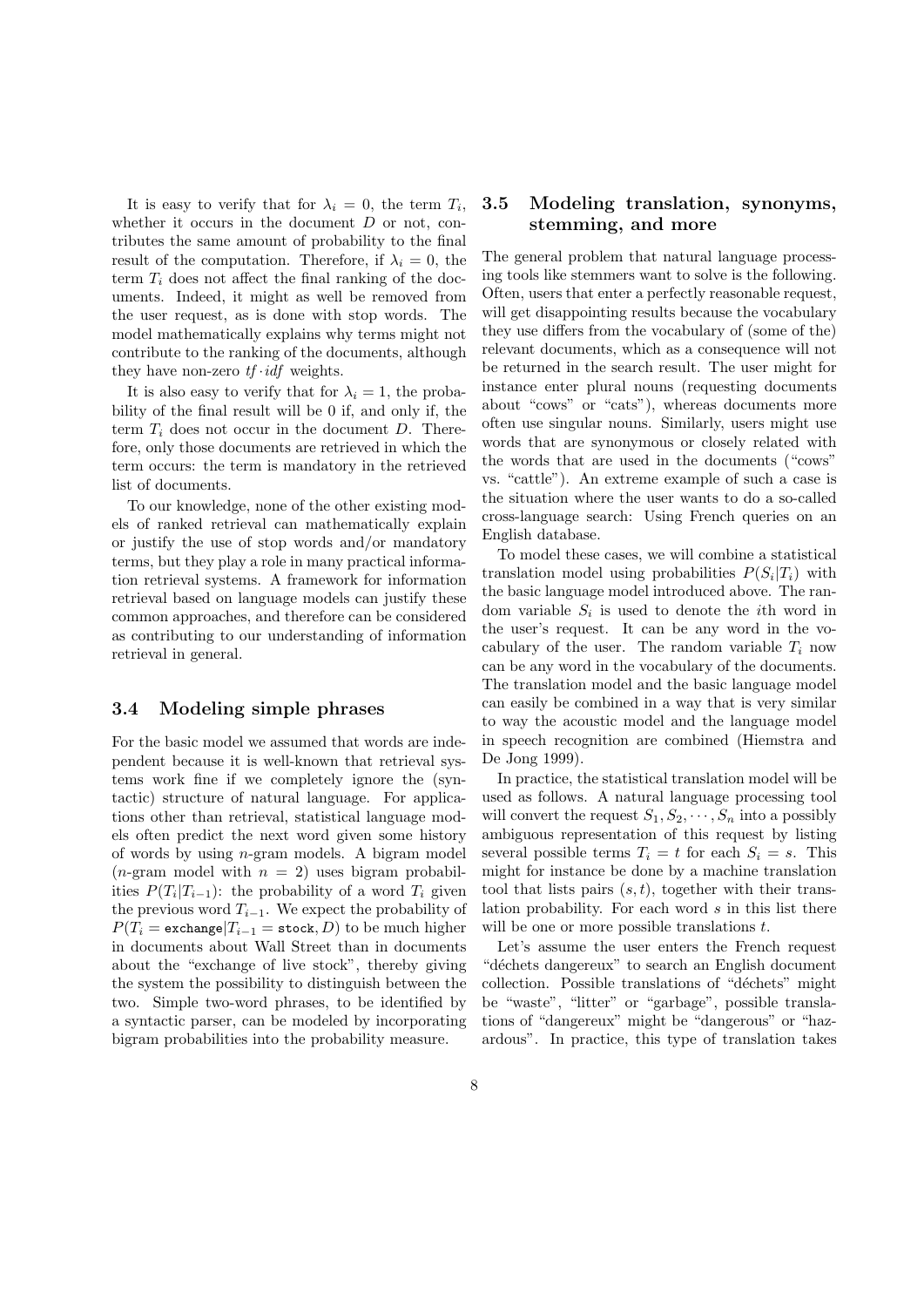It is easy to verify that for $\lambda_i = 0$, the term $T_i$, whether it occurs in the document $D$ or not, contributes the same amount of probability to the final result of the computation. Therefore, if $\lambda_i = 0$, the term $T_i$ does not affect the final ranking of the documents. Indeed, it might as well be removed from the user request, as is done with stop words. The model mathematically explains why terms might not contribute to the ranking of the documents, although they have non-zero $tf \cdot idf$ weights.

It is also easy to verify that for $\lambda_i = 1$, the probability of the final result will be 0 if, and only if, the term $T_i$ does not occur in the document $D$. Therefore, only those documents are retrieved in which the term occurs: the term is mandatory in the retrieved list of documents.

To our knowledge, none of the other existing models of ranked retrieval can mathematically explain or justify the use of stop words and/or mandatory terms, but they play a role in many practical information retrieval systems. A framework for information retrieval based on language models can justify these common approaches, and therefore can be considered as contributing to our understanding of information retrieval in general.

### 3.4 Modeling simple phrases

For the basic model we assumed that words are independent because it is well-known that retrieval systems work fine if we completely ignore the (syntactic) structure of natural language. For applications other than retrieval, statistical language models often predict the next word given some history of words by using $n$-gram models. A bigram model ($n$-gram model with $n = 2$) uses bigram probabilities $P(T_i|T_{i-1})$: the probability of a word $T_i$ given the previous word $T_{i-1}$. We expect the probability of $P(T_i = \texttt{exchange}|T_{i-1} = \texttt{stock}, D)$ to be much higher in documents about Wall Street than in documents about the "exchange of live stock", thereby giving the system the possibility to distinguish between the two. Simple two-word phrases, to be identified by a syntactic parser, can be modeled by incorporating bigram probabilities into the probability measure.

### 3.5 Modeling translation, synonyms, stemming, and more

The general problem that natural language processing tools like stemmers want to solve is the following. Often, users that enter a perfectly reasonable request, will get disappointing results because the vocabulary they use differs from the vocabulary of (some of the) relevant documents, which as a consequence will not be returned in the search result. The user might for instance enter plural nouns (requesting documents about "cows" or "cats"), whereas documents more often use singular nouns. Similarly, users might use words that are synonymous or closely related with the words that are used in the documents ("cows" vs. "cattle"). An extreme example of such a case is the situation where the user wants to do a so-called cross-language search: Using French queries on an English database.

To model these cases, we will combine a statistical translation model using probabilities $P(S_i|T_i)$ with the basic language model introduced above. The random variable $S_i$ is used to denote the $i$th word in the user's request. It can be any word in the vocabulary of the user. The random variable $T_i$ now can be any word in the vocabulary of the documents. The translation model and the basic language model can easily be combined in a way that is very similar to way the acoustic model and the language model in speech recognition are combined (Hiemstra and De Jong 1999).

In practice, the statistical translation model will be used as follows. A natural language processing tool will convert the request $S_1, S_2, \cdots, S_n$ into a possibly ambiguous representation of this request by listing several possible terms $T_i = t$ for each $S_i = s$. This might for instance be done by a machine translation tool that lists pairs $(s, t)$, together with their translation probability. For each word $s$ in this list there will be one or more possible translations $t$.

Let's assume the user enters the French request "déchets dangereux" to search an English document collection. Possible translations of "déchets" might be "waste", "litter" or "garbage", possible translations of "dangereux" might be "dangerous" or "hazardous". In practice, this type of translation takes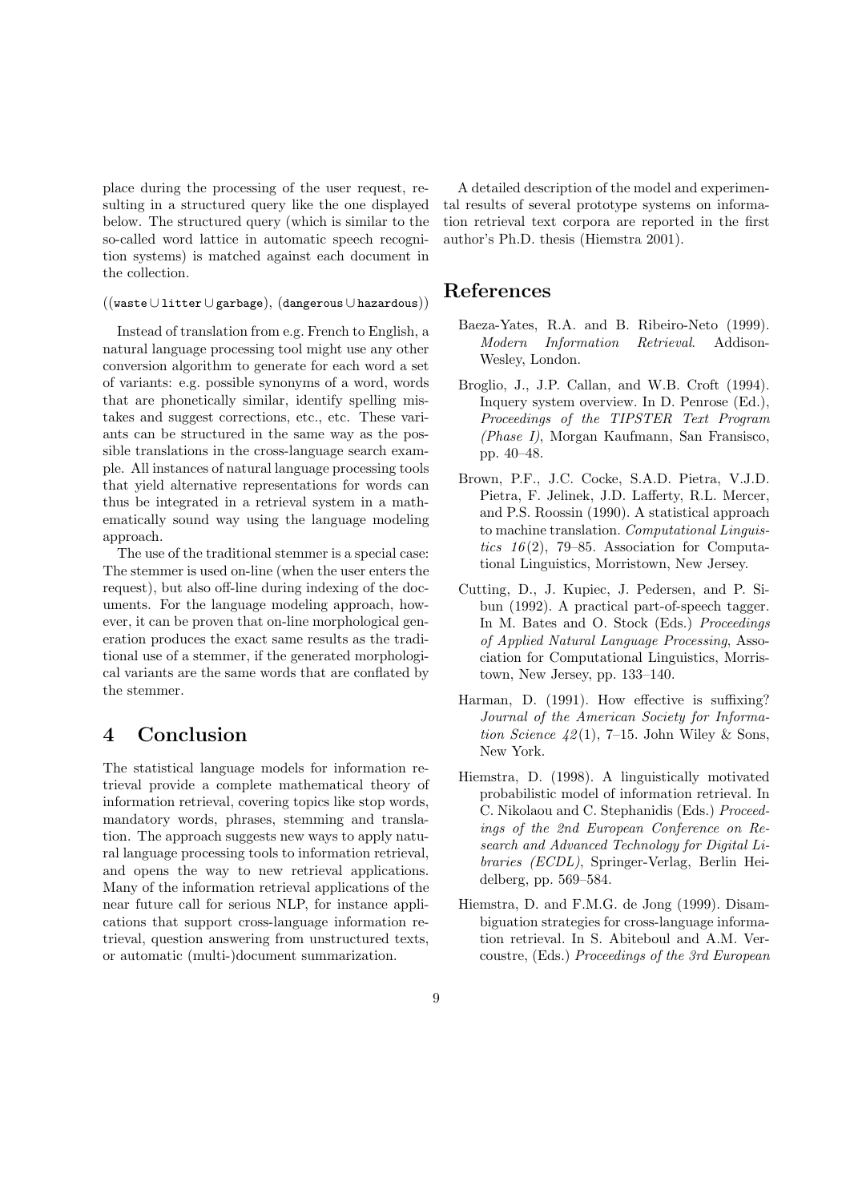place during the processing of the user request, resulting in a structured query like the one displayed below. The structured query (which is similar to the so-called word lattice in automatic speech recognition systems) is matched against each document in the collection.

$((\texttt{waste} \cup \texttt{litter} \cup \texttt{garbage}), (\texttt{dangerous} \cup \texttt{hazardous}))$

Instead of translation from e.g. French to English, a natural language processing tool might use any other conversion algorithm to generate for each word a set of variants: e.g. possible synonyms of a word, words that are phonetically similar, identify spelling mistakes and suggest corrections, etc., etc. These variants can be structured in the same way as the possible translations in the cross-language search example. All instances of natural language processing tools that yield alternative representations for words can thus be integrated in a retrieval system in a mathematically sound way using the language modeling approach.

The use of the traditional stemmer is a special case: The stemmer is used on-line (when the user enters the request), but also off-line during indexing of the documents. For the language modeling approach, however, it can be proven that on-line morphological generation produces the exact same results as the traditional use of a stemmer, if the generated morphological variants are the same words that are conflated by the stemmer.

## 4 Conclusion

The statistical language models for information retrieval provide a complete mathematical theory of information retrieval, covering topics like stop words, mandatory words, phrases, stemming and translation. The approach suggests new ways to apply natural language processing tools to information retrieval, and opens the way to new retrieval applications. Many of the information retrieval applications of the near future call for serious NLP, for instance applications that support cross-language information retrieval, question answering from unstructured texts, or automatic (multi-)document summarization.

A detailed description of the model and experimental results of several prototype systems on information retrieval text corpora are reported in the first author's Ph.D. thesis (Hiemstra 2001).

## References

Baeza-Yates, R.A. and B. Ribeiro-Neto (1999). *Modern Information Retrieval*. Addison-Wesley, London.

Broglio, J., J.P. Callan, and W.B. Croft (1994). Inquery system overview. In D. Penrose (Ed.), *Proceedings of the TIPSTER Text Program (Phase I)*, Morgan Kaufmann, San Fransisco, pp. 40–48.

Brown, P.F., J.C. Cocke, S.A.D. Pietra, V.J.D. Pietra, F. Jelinek, J.D. Lafferty, R.L. Mercer, and P.S. Roossin (1990). A statistical approach to machine translation. *Computational Linguistics 16*(2), 79–85. Association for Computational Linguistics, Morristown, New Jersey.

Cutting, D., J. Kupiec, J. Pedersen, and P. Sibun (1992). A practical part-of-speech tagger. In M. Bates and O. Stock (Eds.) *Proceedings of Applied Natural Language Processing*, Association for Computational Linguistics, Morristown, New Jersey, pp. 133–140.

Harman, D. (1991). How effective is suffixing? *Journal of the American Society for Information Science 42*(1), 7–15. John Wiley & Sons, New York.

Hiemstra, D. (1998). A linguistically motivated probabilistic model of information retrieval. In C. Nikolaou and C. Stephanidis (Eds.) *Proceedings of the 2nd European Conference on Research and Advanced Technology for Digital Libraries (ECDL)*, Springer-Verlag, Berlin Heidelberg, pp. 569–584.

Hiemstra, D. and F.M.G. de Jong (1999). Disambiguation strategies for cross-language information retrieval. In S. Abiteboul and A.M. Vercoustre, (Eds.) *Proceedings of the 3rd European*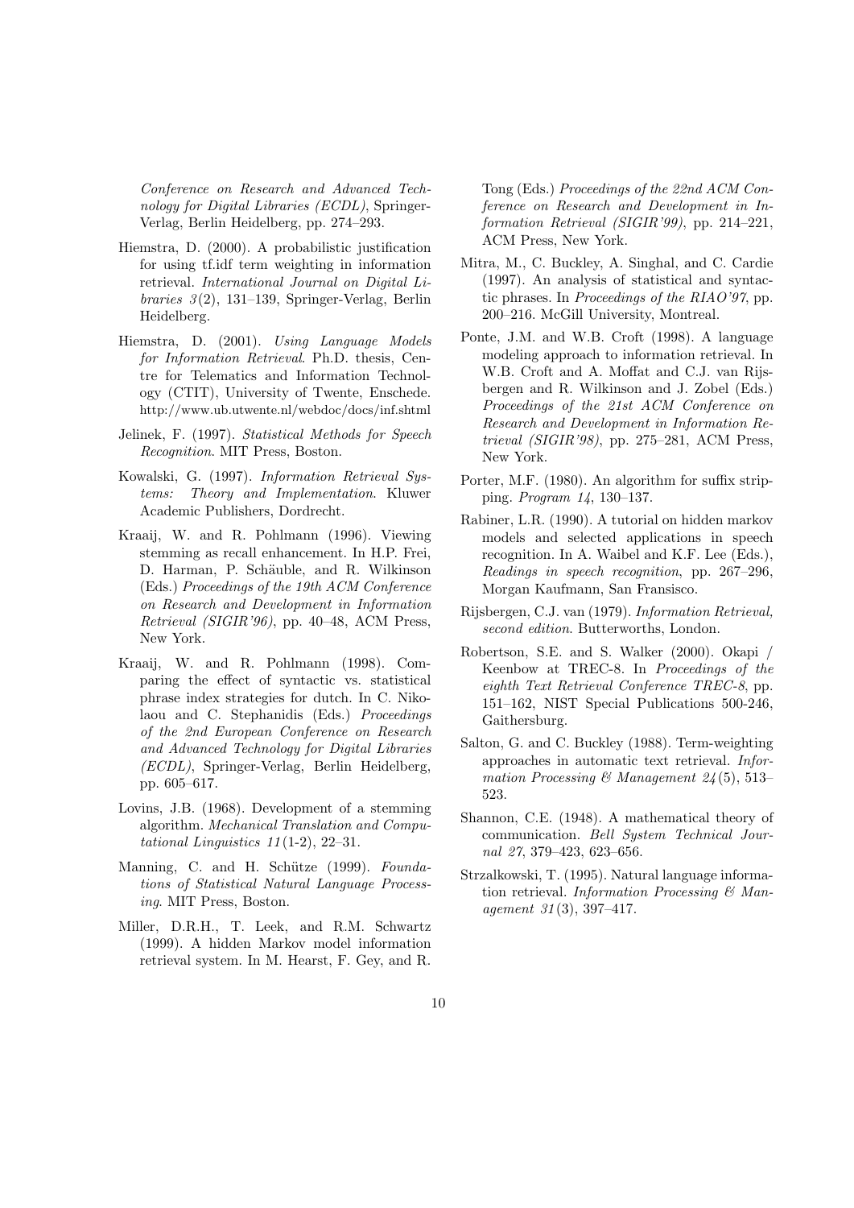*Conference on Research and Advanced Technology for Digital Libraries (ECDL)*, Springer-Verlag, Berlin Heidelberg, pp. 274–293.

Hiemstra, D. (2000). A probabilistic justification for using tf.idf term weighting in information retrieval. *International Journal on Digital Libraries 3*(2), 131–139, Springer-Verlag, Berlin Heidelberg.

Hiemstra, D. (2001). *Using Language Models for Information Retrieval*. Ph.D. thesis, Centre for Telematics and Information Technology (CTIT), University of Twente, Enschede. http://www.ub.utwente.nl/webdoc/docs/inf.shtml

Jelinek, F. (1997). *Statistical Methods for Speech Recognition*. MIT Press, Boston.

Kowalski, G. (1997). *Information Retrieval Systems: Theory and Implementation*. Kluwer Academic Publishers, Dordrecht.

Kraaij, W. and R. Pohlmann (1996). Viewing stemming as recall enhancement. In H.P. Frei, D. Harman, P. Schäuble, and R. Wilkinson (Eds.) *Proceedings of the 19th ACM Conference on Research and Development in Information Retrieval (SIGIR'96)*, pp. 40–48, ACM Press, New York.

Kraaij, W. and R. Pohlmann (1998). Comparing the effect of syntactic vs. statistical phrase index strategies for dutch. In C. Nikolaou and C. Stephanidis (Eds.) *Proceedings of the 2nd European Conference on Research and Advanced Technology for Digital Libraries (ECDL)*, Springer-Verlag, Berlin Heidelberg, pp. 605–617.

Lovins, J.B. (1968). Development of a stemming algorithm. *Mechanical Translation and Computational Linguistics 11*(1-2), 22–31.

Manning, C. and H. Schütze (1999). *Foundations of Statistical Natural Language Processing*. MIT Press, Boston.

Miller, D.R.H., T. Leek, and R.M. Schwartz (1999). A hidden Markov model information retrieval system. In M. Hearst, F. Gey, and R. Tong (Eds.) *Proceedings of the 22nd ACM Conference on Research and Development in Information Retrieval (SIGIR'99)*, pp. 214–221, ACM Press, New York.

Mitra, M., C. Buckley, A. Singhal, and C. Cardie (1997). An analysis of statistical and syntactic phrases. In *Proceedings of the RIAO'97*, pp. 200–216. McGill University, Montreal.

Ponte, J.M. and W.B. Croft (1998). A language modeling approach to information retrieval. In W.B. Croft and A. Moffat and C.J. van Rijsbergen and R. Wilkinson and J. Zobel (Eds.) *Proceedings of the 21st ACM Conference on Research and Development in Information Retrieval (SIGIR'98)*, pp. 275–281, ACM Press, New York.

Porter, M.F. (1980). An algorithm for suffix stripping. *Program 14*, 130–137.

Rabiner, L.R. (1990). A tutorial on hidden markov models and selected applications in speech recognition. In A. Waibel and K.F. Lee (Eds.), *Readings in speech recognition*, pp. 267–296, Morgan Kaufmann, San Fransisco.

Rijsbergen, C.J. van (1979). *Information Retrieval, second edition*. Butterworths, London.

Robertson, S.E. and S. Walker (2000). Okapi / Keenbow at TREC-8. In *Proceedings of the eighth Text Retrieval Conference TREC-8*, pp. 151–162, NIST Special Publications 500-246, Gaithersburg.

Salton, G. and C. Buckley (1988). Term-weighting approaches in automatic text retrieval. *Information Processing & Management 24*(5), 513–523.

Shannon, C.E. (1948). A mathematical theory of communication. *Bell System Technical Journal 27*, 379–423, 623–656.

Strzalkowski, T. (1995). Natural language information retrieval. *Information Processing & Management 31*(3), 397–417.